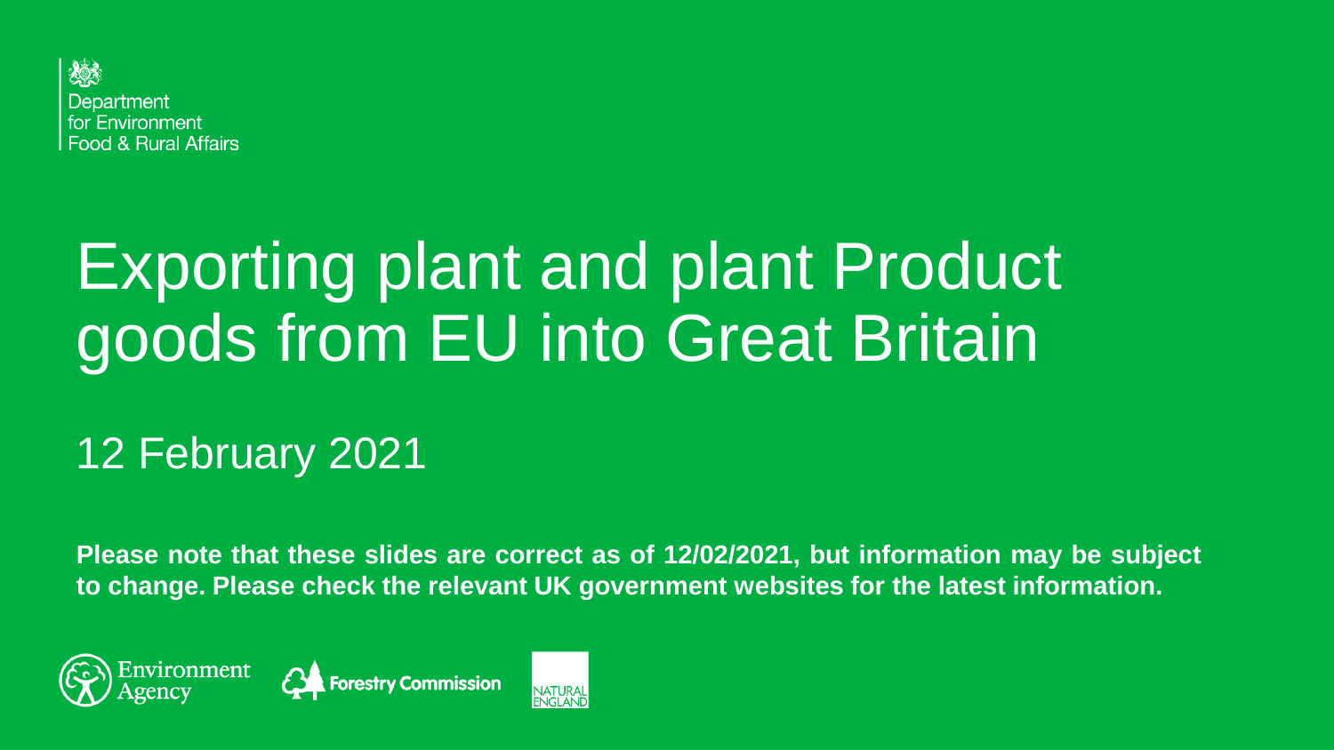Department for Environment Food & Rural Affairs

# Exporting plant and plant Product goods from EU into Great Britain

## 12 February 2021

**Please note that these slides are correct as of 12/02/2021, but information may be subject to change. Please check the relevant UK government websites for the latest information.**

Environment Agency

Forestry Commission

NATURAL ENGLAND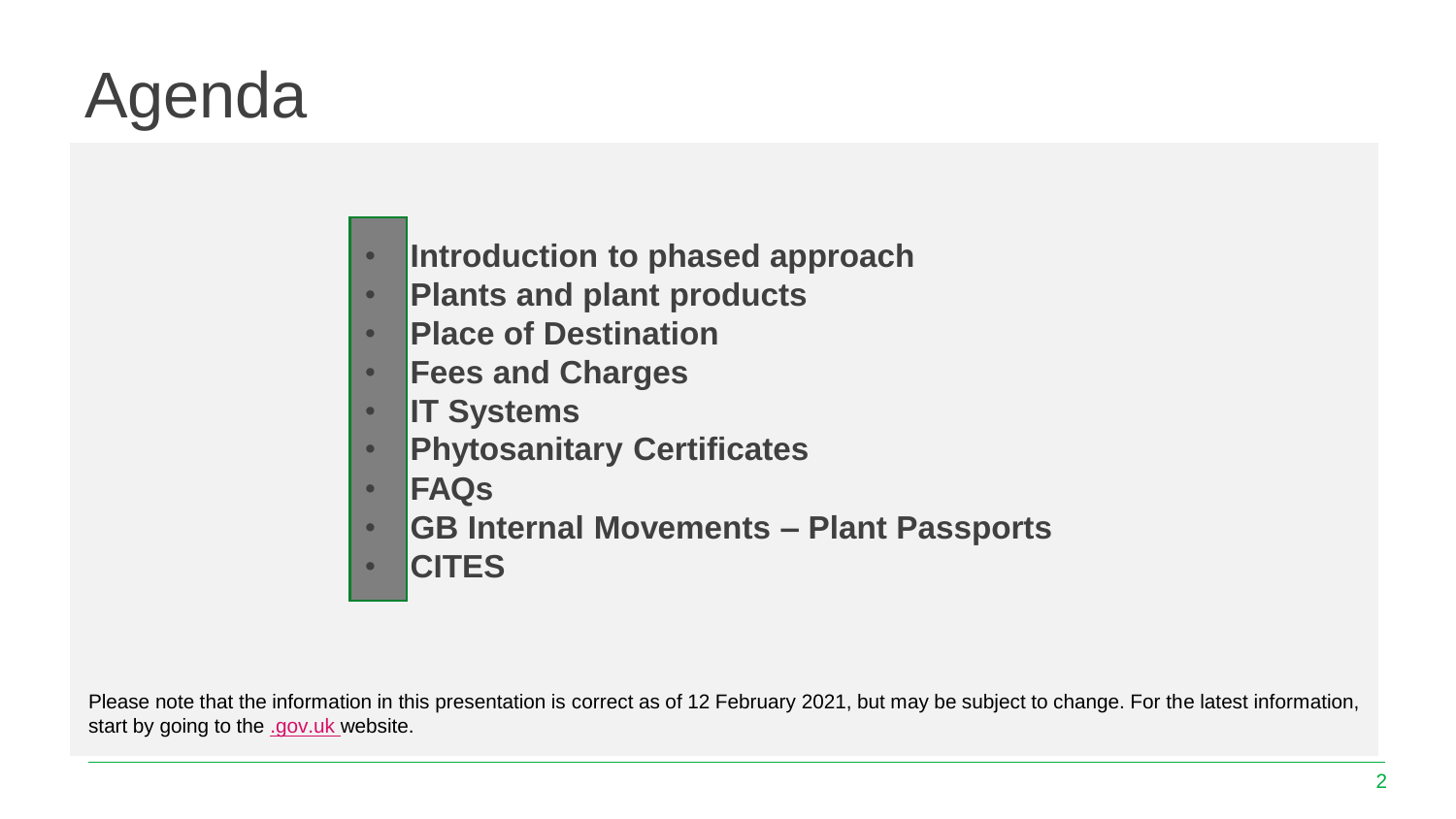# Agenda

- **Introduction to phased approach**
- **Plants and plant products**
- **Place of Destination**
- **Fees and Charges**
- **IT Systems**
- **Phytosanitary Certificates**
- **FAQs**
- **GB Internal Movements – Plant Passports**
- **CITES**

Please note that the information in this presentation is correct as of 12 February 2021, but may be subject to change. For the latest information, start by going to the .gov.uk website.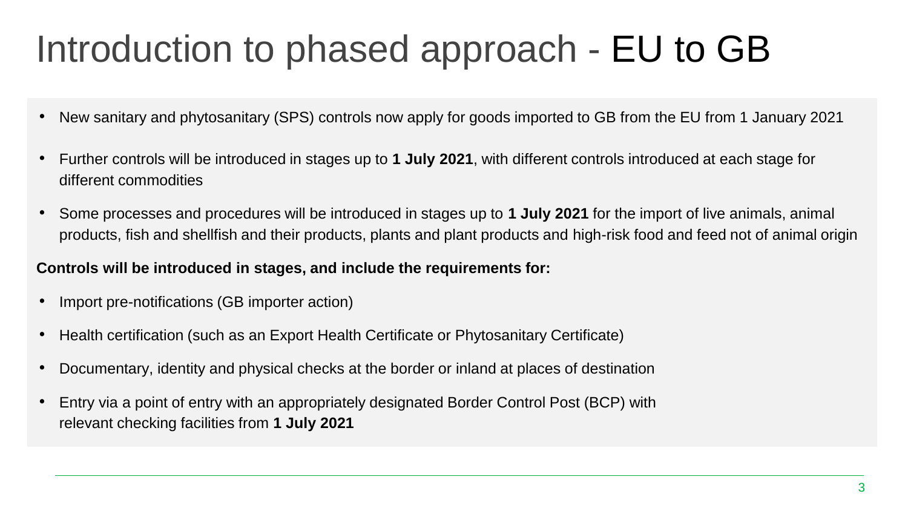# Introduction to phased approach - EU to GB

- New sanitary and phytosanitary (SPS) controls now apply for goods imported to GB from the EU from 1 January 2021
- Further controls will be introduced in stages up to **1 July 2021**, with different controls introduced at each stage for different commodities
- Some processes and procedures will be introduced in stages up to **1 July 2021** for the import of live animals, animal products, fish and shellfish and their products, plants and plant products and high-risk food and feed not of animal origin

**Controls will be introduced in stages, and include the requirements for:**

- Import pre-notifications (GB importer action)
- Health certification (such as an Export Health Certificate or Phytosanitary Certificate)
- Documentary, identity and physical checks at the border or inland at places of destination
- Entry via a point of entry with an appropriately designated Border Control Post (BCP) with relevant checking facilities from **1 July 2021**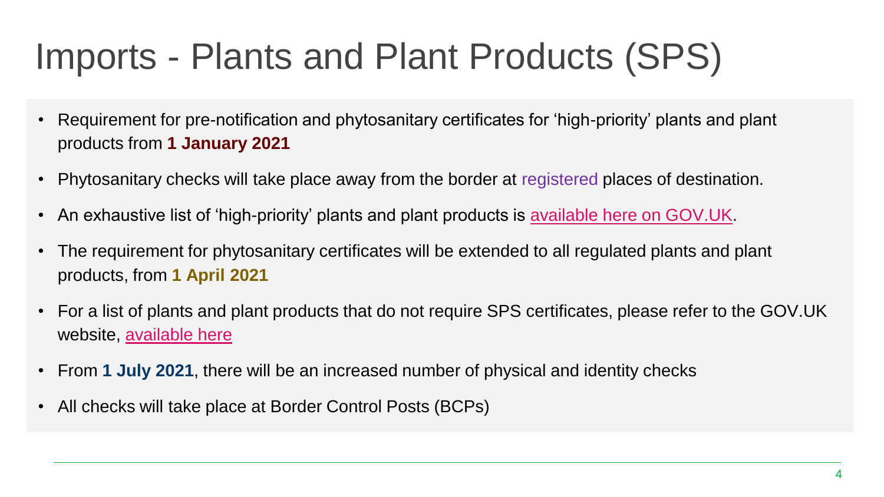# Imports - Plants and Plant Products (SPS)

- Requirement for pre-notification and phytosanitary certificates for 'high-priority' plants and plant products from **1 January 2021**
- Phytosanitary checks will take place away from the border at registered places of destination.
- An exhaustive list of 'high-priority' plants and plant products is available here on GOV.UK.
- The requirement for phytosanitary certificates will be extended to all regulated plants and plant products, from **1 April 2021**
- For a list of plants and plant products that do not require SPS certificates, please refer to the GOV.UK website, available here
- From **1 July 2021**, there will be an increased number of physical and identity checks
- All checks will take place at Border Control Posts (BCPs)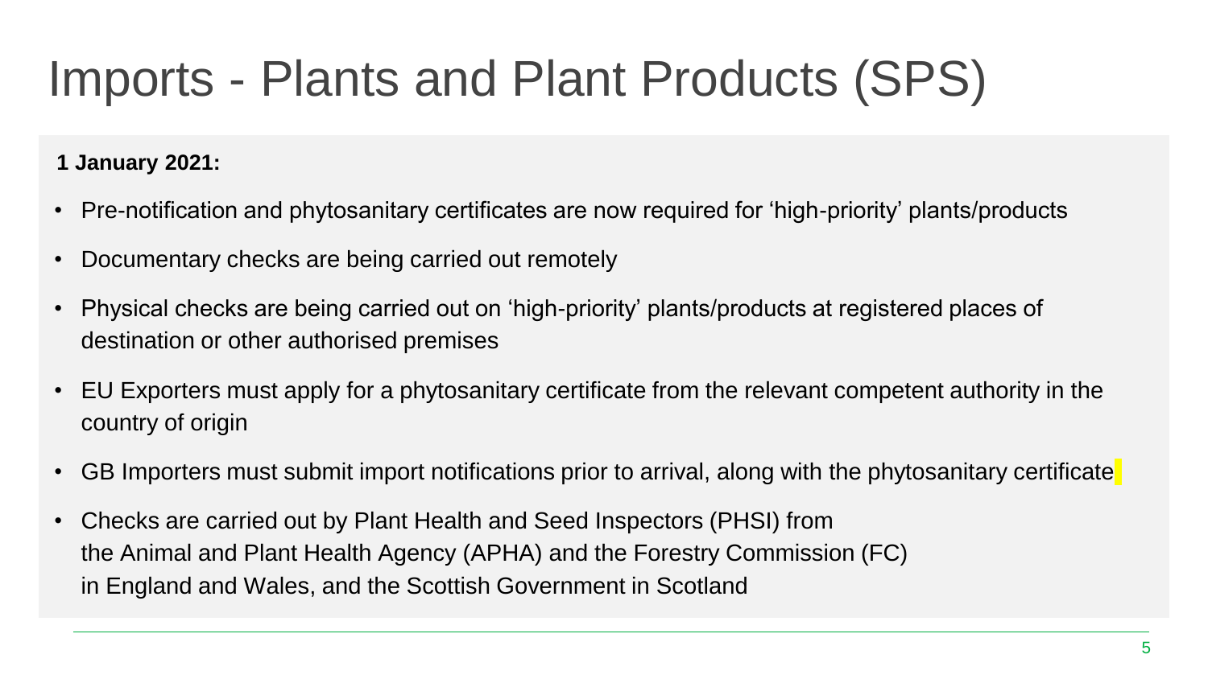# Imports - Plants and Plant Products (SPS)

**1 January 2021:**

- Pre-notification and phytosanitary certificates are now required for 'high-priority' plants/products
- Documentary checks are being carried out remotely
- Physical checks are being carried out on 'high-priority' plants/products at registered places of destination or other authorised premises
- EU Exporters must apply for a phytosanitary certificate from the relevant competent authority in the country of origin
- GB Importers must submit import notifications prior to arrival, along with the phytosanitary certificate
- Checks are carried out by Plant Health and Seed Inspectors (PHSI) from the Animal and Plant Health Agency (APHA) and the Forestry Commission (FC) in England and Wales, and the Scottish Government in Scotland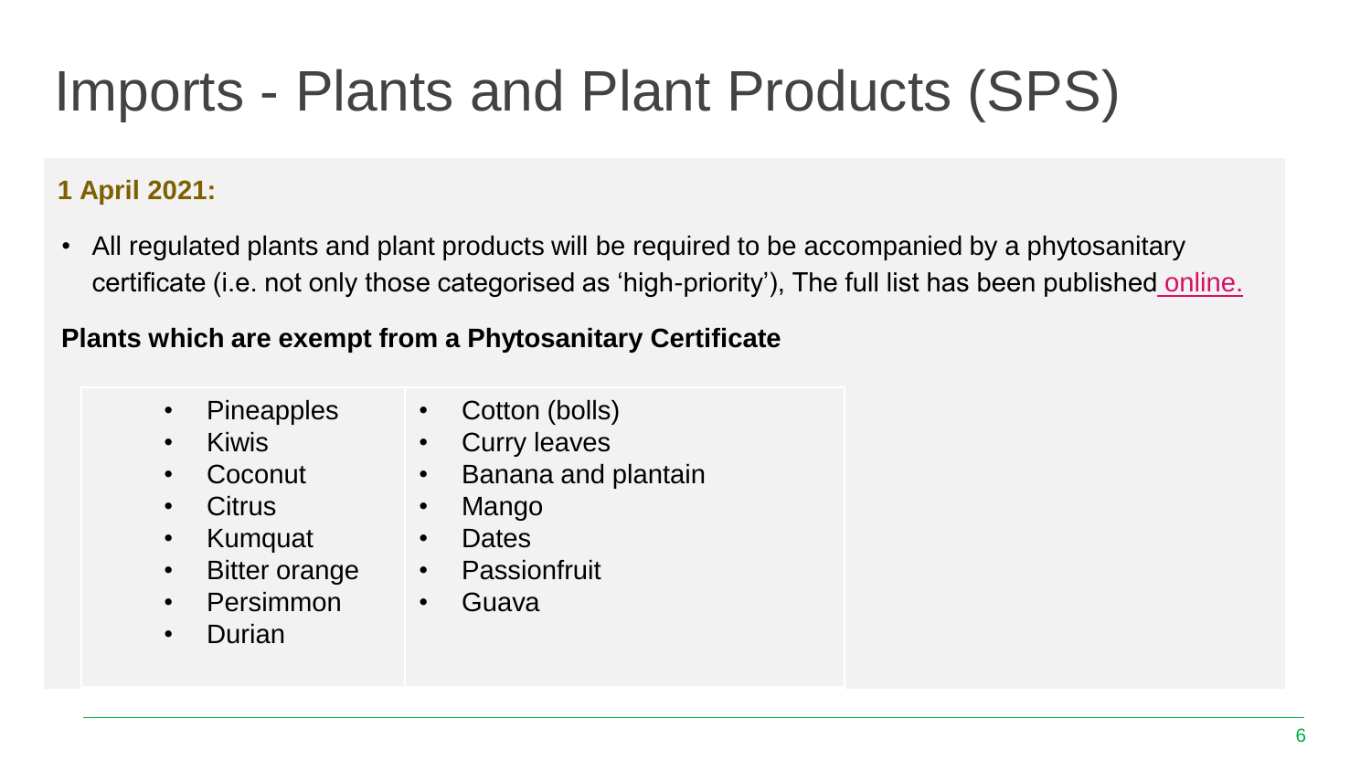# Imports - Plants and Plant Products (SPS)

**1 April 2021:**

- All regulated plants and plant products will be required to be accompanied by a phytosanitary certificate (i.e. not only those categorised as 'high-priority'), The full list has been published online.

**Plants which are exempt from a Phytosanitary Certificate**

- Pineapples
- Kiwis
- Coconut
- Citrus
- Kumquat
- Bitter orange
- Persimmon
- Durian
- Cotton (bolls)
- Curry leaves
- Banana and plantain
- Mango
- Dates
- Passionfruit
- Guava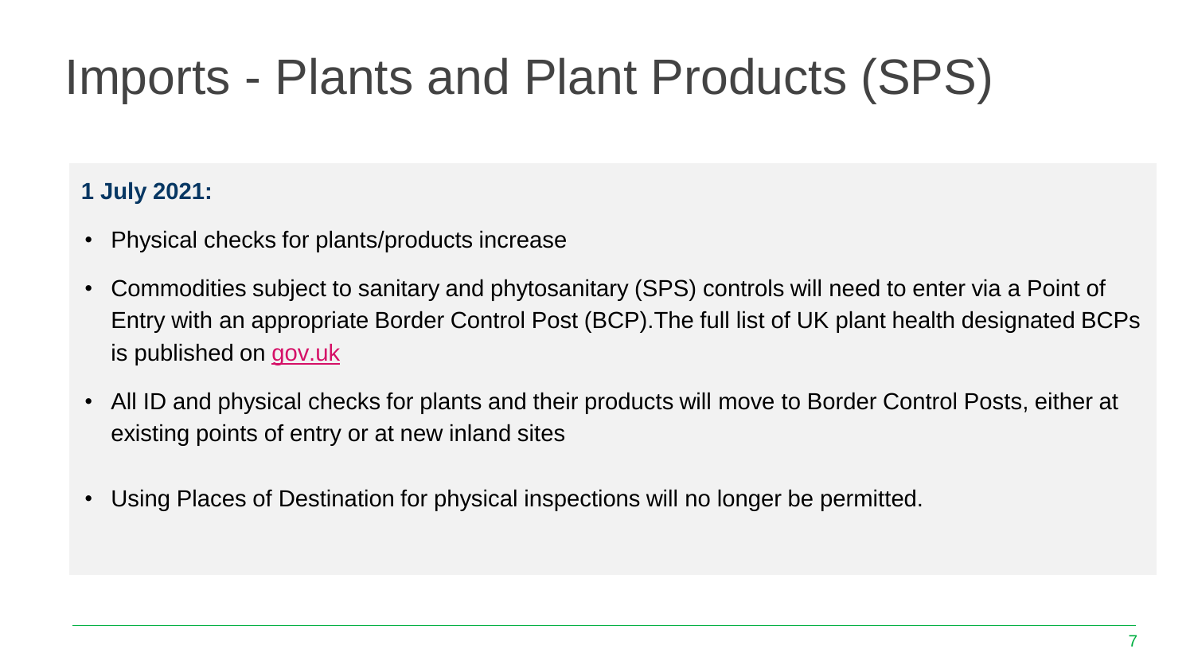# Imports - Plants and Plant Products (SPS)

**1 July 2021:**

- Physical checks for plants/products increase
- Commodities subject to sanitary and phytosanitary (SPS) controls will need to enter via a Point of Entry with an appropriate Border Control Post (BCP).The full list of UK plant health designated BCPs is published on gov.uk
- All ID and physical checks for plants and their products will move to Border Control Posts, either at existing points of entry or at new inland sites
- Using Places of Destination for physical inspections will no longer be permitted.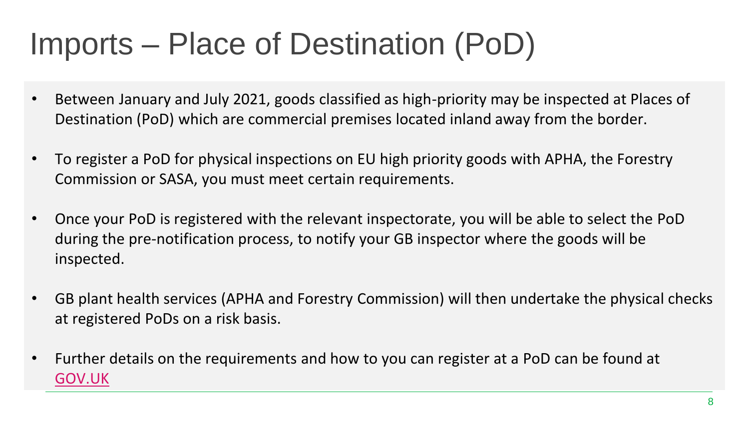# Imports – Place of Destination (PoD)

- Between January and July 2021, goods classified as high-priority may be inspected at Places of Destination (PoD) which are commercial premises located inland away from the border.
- To register a PoD for physical inspections on EU high priority goods with APHA, the Forestry Commission or SASA, you must meet certain requirements.
- Once your PoD is registered with the relevant inspectorate, you will be able to select the PoD during the pre-notification process, to notify your GB inspector where the goods will be inspected.
- GB plant health services (APHA and Forestry Commission) will then undertake the physical checks at registered PoDs on a risk basis.
- Further details on the requirements and how to you can register at a PoD can be found at GOV.UK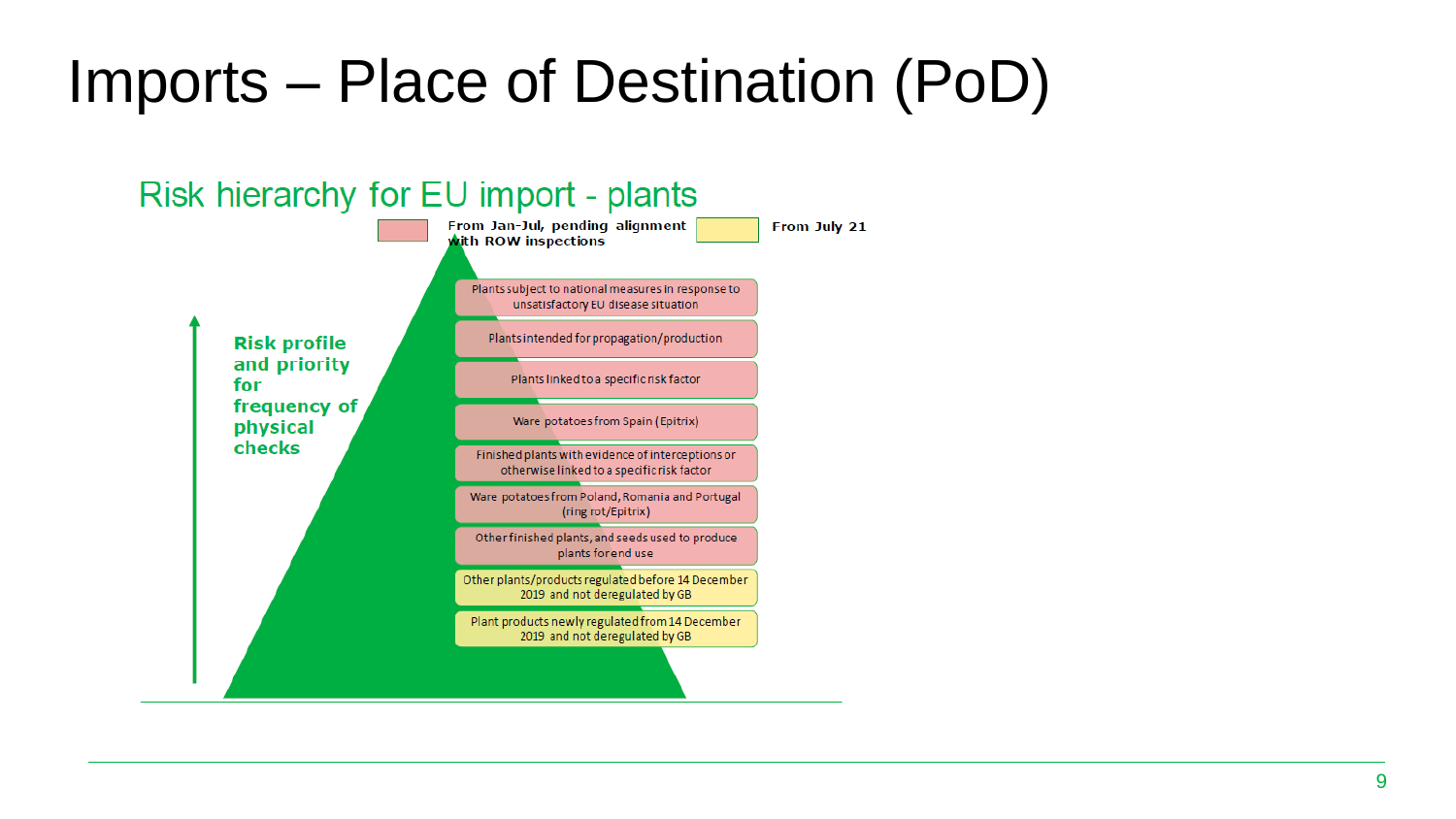# Imports – Place of Destination (PoD)

## Risk hierarchy for EU import - plants

- From Jan-Jul, pending alignment with ROW inspections (pink)
- From July 21 (yellow)

**Risk profile and priority for frequency of physical checks** (increasing towards the top)

1. Plants subject to national measures in response to unsatisfactory EU disease situation
2. Plants intended for propagation/production
3. Plants linked to a specific risk factor
4. Ware potatoes from Spain (Epitrix)
5. Finished plants with evidence of interceptions or otherwise linked to a specific risk factor
6. Ware potatoes from Poland, Romania and Portugal (ring rot/Epitrix)
7. Other finished plants, and seeds used to produce plants for end use
8. Other plants/products regulated before 14 December 2019 and not deregulated by GB
9. Plant products newly regulated from 14 December 2019 and not deregulated by GB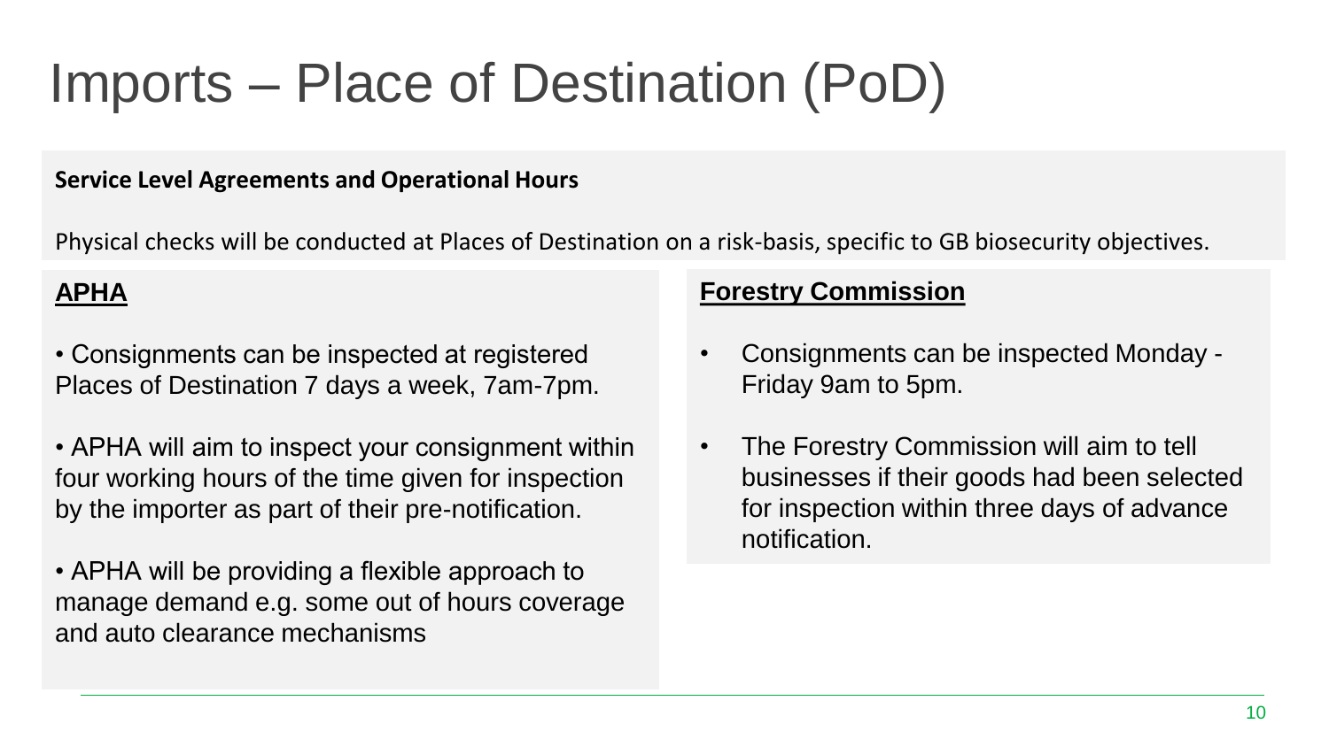# Imports – Place of Destination (PoD)

**Service Level Agreements and Operational Hours**

Physical checks will be conducted at Places of Destination on a risk-basis, specific to GB biosecurity objectives.

## APHA

- Consignments can be inspected at registered Places of Destination 7 days a week, 7am-7pm.
- APHA will aim to inspect your consignment within four working hours of the time given for inspection by the importer as part of their pre-notification.
- APHA will be providing a flexible approach to manage demand e.g. some out of hours coverage and auto clearance mechanisms

## Forestry Commission

- Consignments can be inspected Monday - Friday 9am to 5pm.
- The Forestry Commission will aim to tell businesses if their goods had been selected for inspection within three days of advance notification.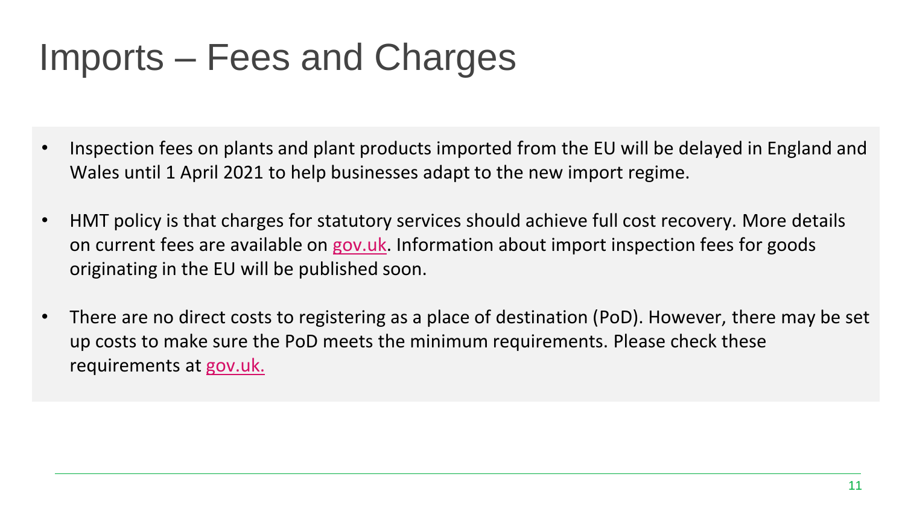# Imports – Fees and Charges

- Inspection fees on plants and plant products imported from the EU will be delayed in England and Wales until 1 April 2021 to help businesses adapt to the new import regime.
- HMT policy is that charges for statutory services should achieve full cost recovery. More details on current fees are available on gov.uk. Information about import inspection fees for goods originating in the EU will be published soon.
- There are no direct costs to registering as a place of destination (PoD). However, there may be set up costs to make sure the PoD meets the minimum requirements. Please check these requirements at gov.uk.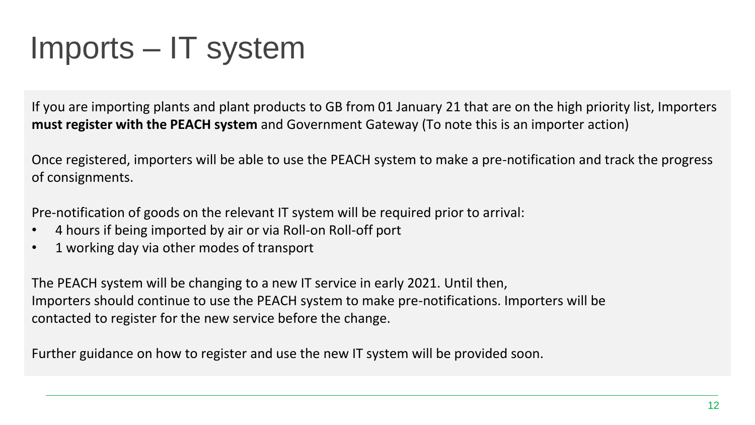# Imports – IT system

If you are importing plants and plant products to GB from 01 January 21 that are on the high priority list, Importers **must register with the PEACH system** and Government Gateway (To note this is an importer action)

Once registered, importers will be able to use the PEACH system to make a pre-notification and track the progress of consignments.

Pre-notification of goods on the relevant IT system will be required prior to arrival:

- 4 hours if being imported by air or via Roll-on Roll-off port
- 1 working day via other modes of transport

The PEACH system will be changing to a new IT service in early 2021. Until then, Importers should continue to use the PEACH system to make pre-notifications. Importers will be contacted to register for the new service before the change.

Further guidance on how to register and use the new IT system will be provided soon.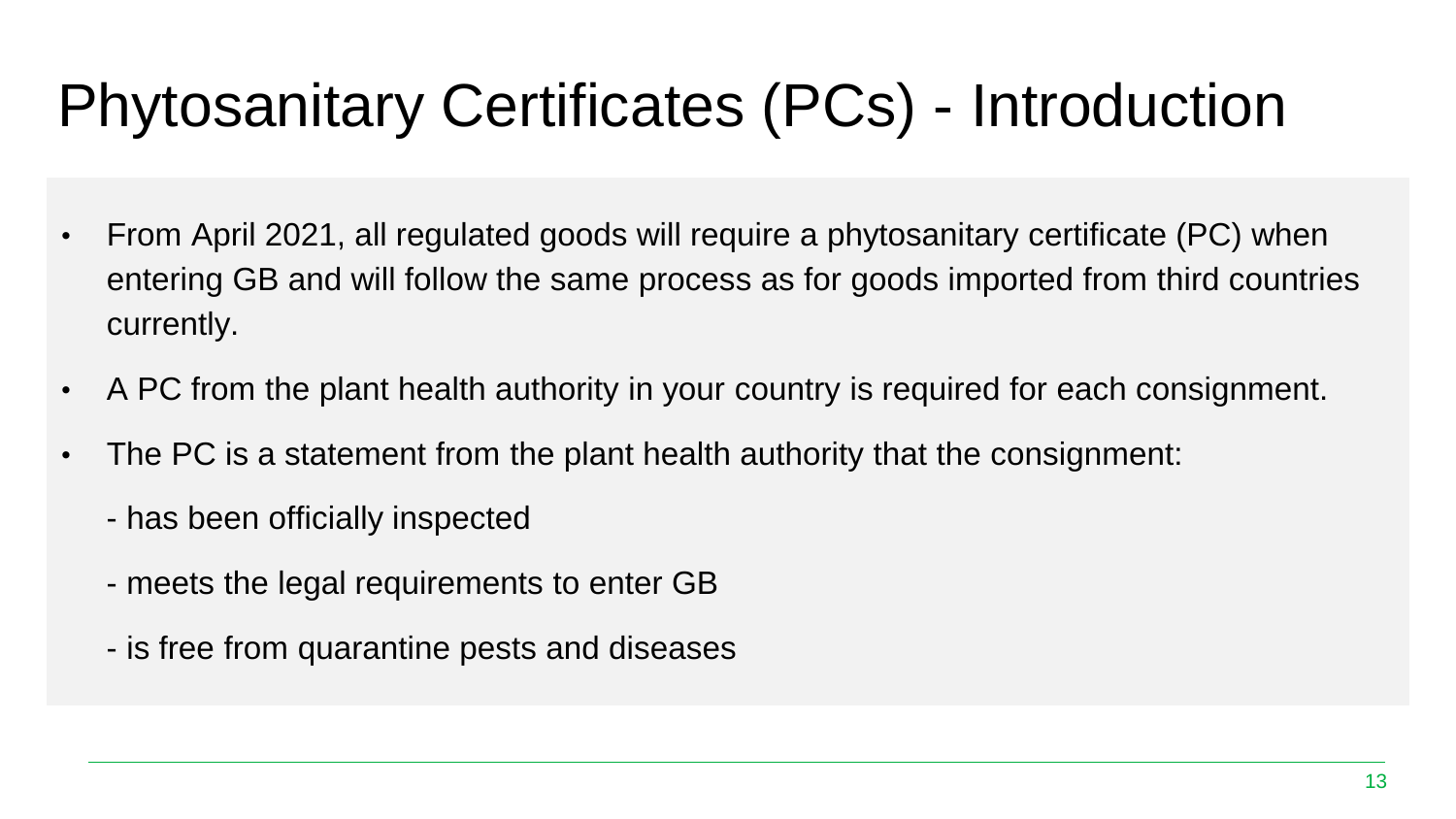# Phytosanitary Certificates (PCs) - Introduction

- From April 2021, all regulated goods will require a phytosanitary certificate (PC) when entering GB and will follow the same process as for goods imported from third countries currently.
- A PC from the plant health authority in your country is required for each consignment.
- The PC is a statement from the plant health authority that the consignment:

  - has been officially inspected

  - meets the legal requirements to enter GB

  - is free from quarantine pests and diseases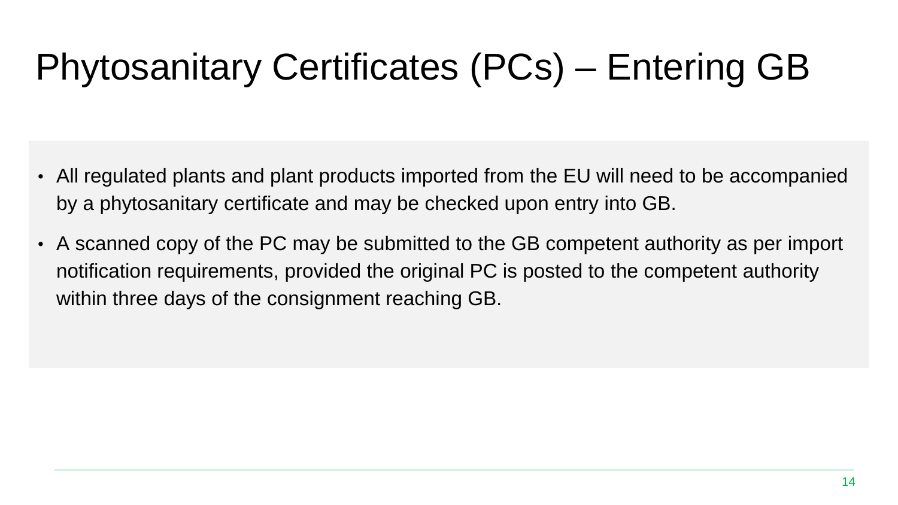# Phytosanitary Certificates (PCs) – Entering GB

- All regulated plants and plant products imported from the EU will need to be accompanied by a phytosanitary certificate and may be checked upon entry into GB.
- A scanned copy of the PC may be submitted to the GB competent authority as per import notification requirements, provided the original PC is posted to the competent authority within three days of the consignment reaching GB.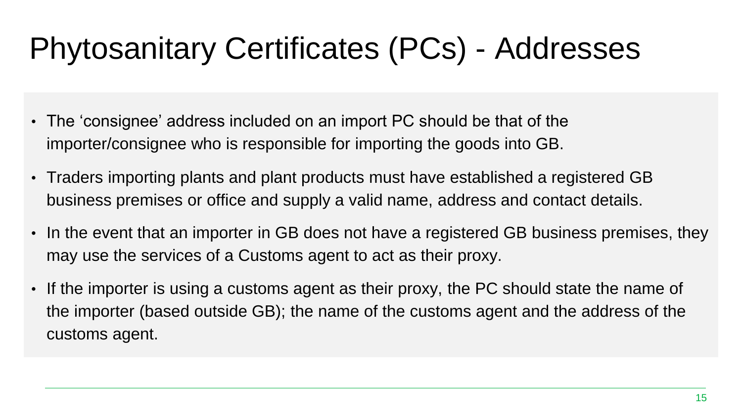# Phytosanitary Certificates (PCs) - Addresses

- The 'consignee' address included on an import PC should be that of the importer/consignee who is responsible for importing the goods into GB.
- Traders importing plants and plant products must have established a registered GB business premises or office and supply a valid name, address and contact details.
- In the event that an importer in GB does not have a registered GB business premises, they may use the services of a Customs agent to act as their proxy.
- If the importer is using a customs agent as their proxy, the PC should state the name of the importer (based outside GB); the name of the customs agent and the address of the customs agent.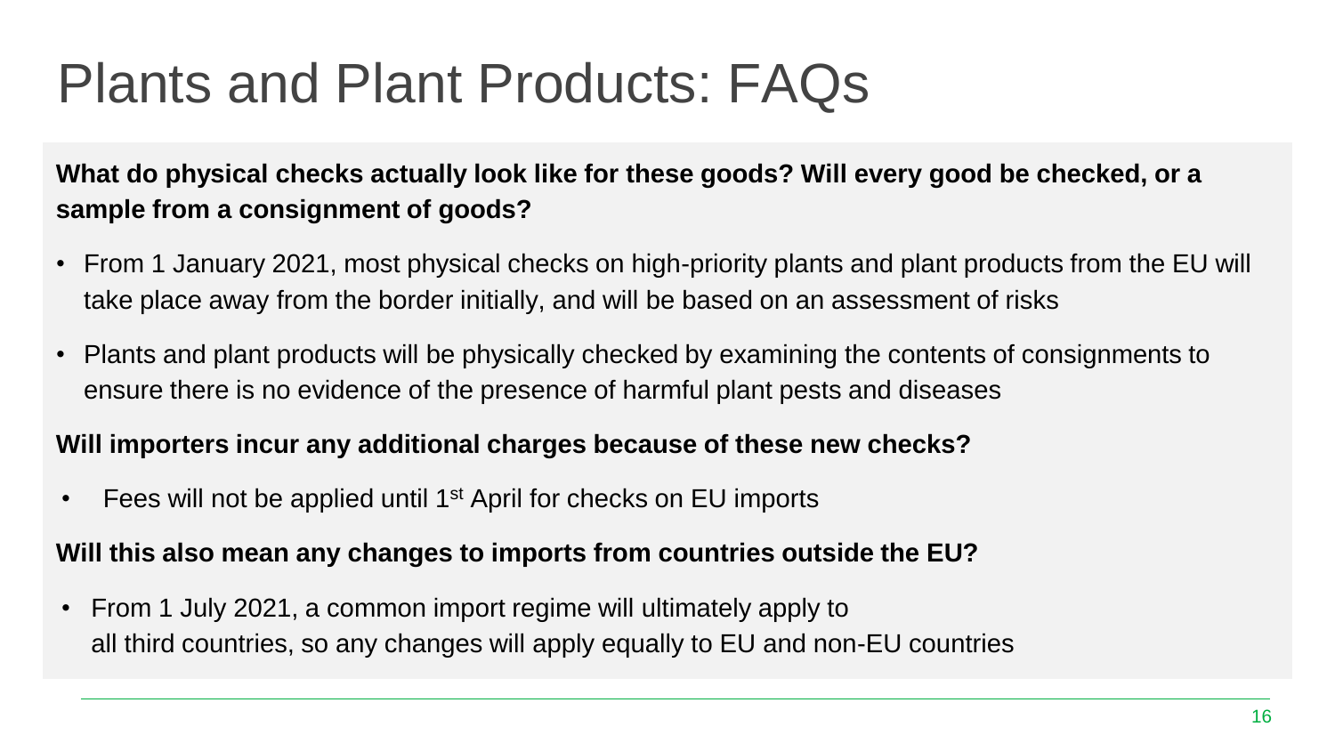# Plants and Plant Products: FAQs

**What do physical checks actually look like for these goods? Will every good be checked, or a sample from a consignment of goods?**

- From 1 January 2021, most physical checks on high-priority plants and plant products from the EU will take place away from the border initially, and will be based on an assessment of risks
- Plants and plant products will be physically checked by examining the contents of consignments to ensure there is no evidence of the presence of harmful plant pests and diseases

**Will importers incur any additional charges because of these new checks?**

- Fees will not be applied until 1st April for checks on EU imports

**Will this also mean any changes to imports from countries outside the EU?**

- From 1 July 2021, a common import regime will ultimately apply to all third countries, so any changes will apply equally to EU and non-EU countries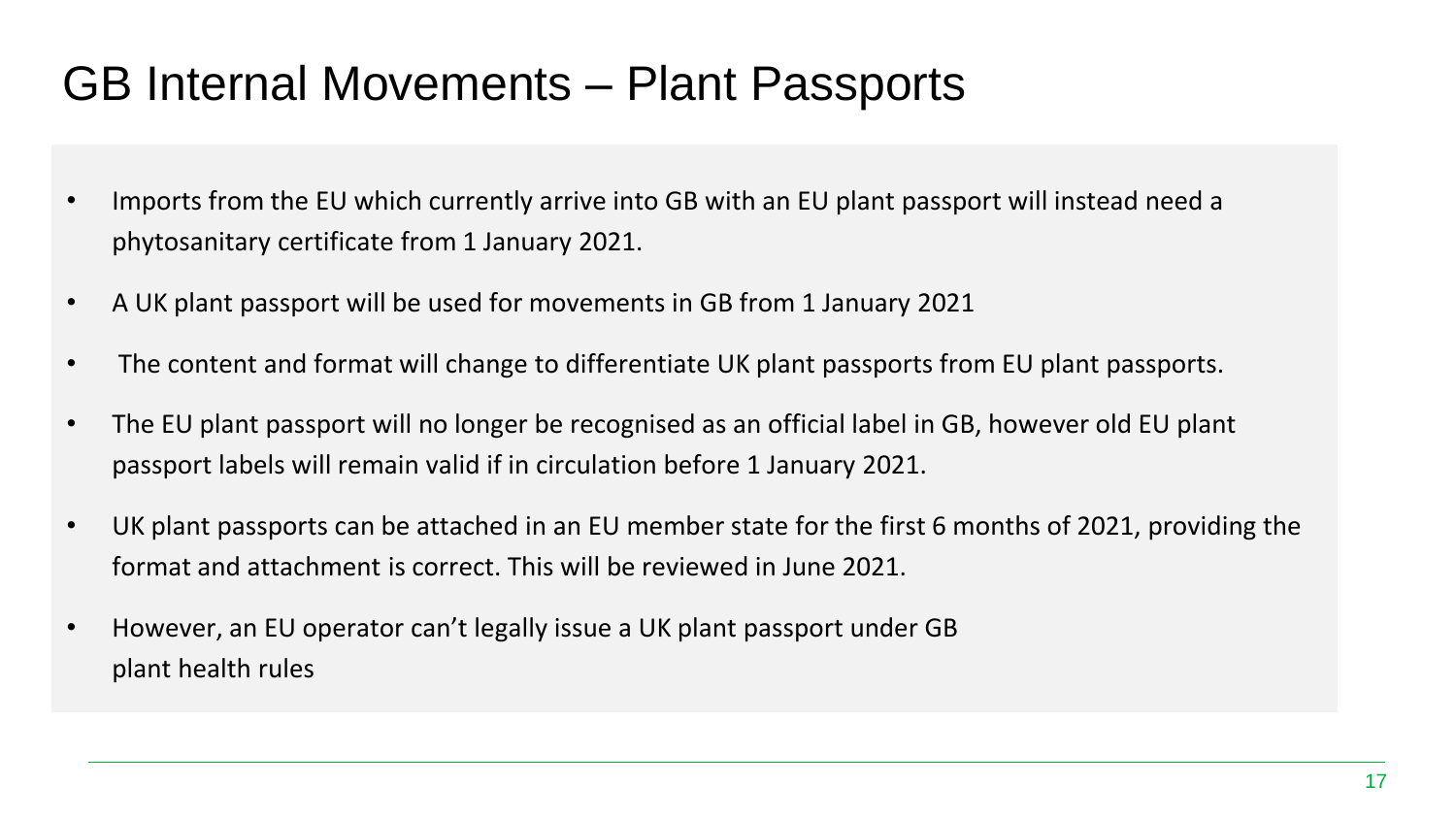# GB Internal Movements – Plant Passports

- Imports from the EU which currently arrive into GB with an EU plant passport will instead need a phytosanitary certificate from 1 January 2021.
- A UK plant passport will be used for movements in GB from 1 January 2021
- The content and format will change to differentiate UK plant passports from EU plant passports.
- The EU plant passport will no longer be recognised as an official label in GB, however old EU plant passport labels will remain valid if in circulation before 1 January 2021.
- UK plant passports can be attached in an EU member state for the first 6 months of 2021, providing the format and attachment is correct. This will be reviewed in June 2021.
- However, an EU operator can't legally issue a UK plant passport under GB plant health rules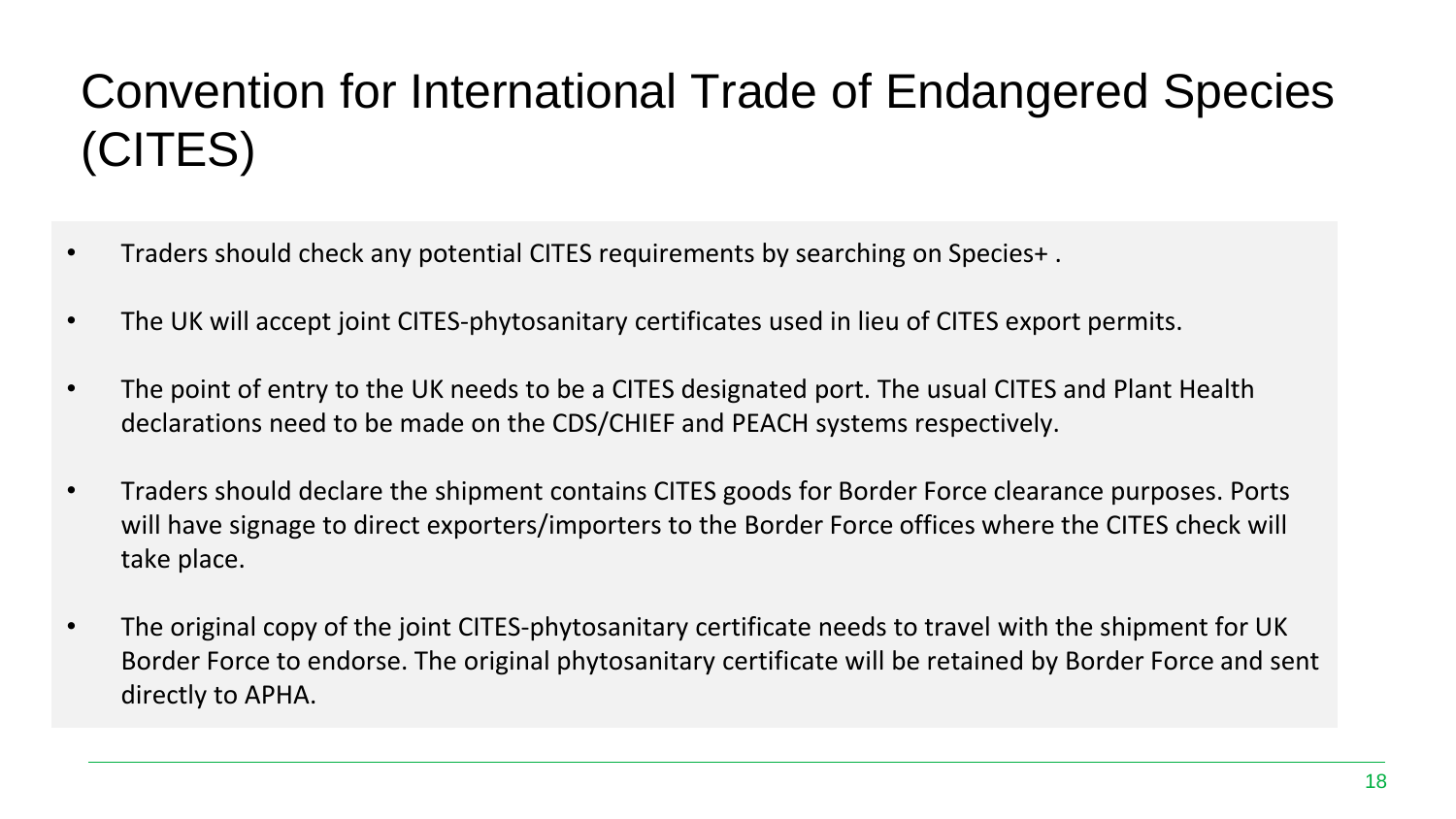# Convention for International Trade of Endangered Species (CITES)

- Traders should check any potential CITES requirements by searching on Species+ .
- The UK will accept joint CITES-phytosanitary certificates used in lieu of CITES export permits.
- The point of entry to the UK needs to be a CITES designated port. The usual CITES and Plant Health declarations need to be made on the CDS/CHIEF and PEACH systems respectively.
- Traders should declare the shipment contains CITES goods for Border Force clearance purposes. Ports will have signage to direct exporters/importers to the Border Force offices where the CITES check will take place.
- The original copy of the joint CITES-phytosanitary certificate needs to travel with the shipment for UK Border Force to endorse. The original phytosanitary certificate will be retained by Border Force and sent directly to APHA.